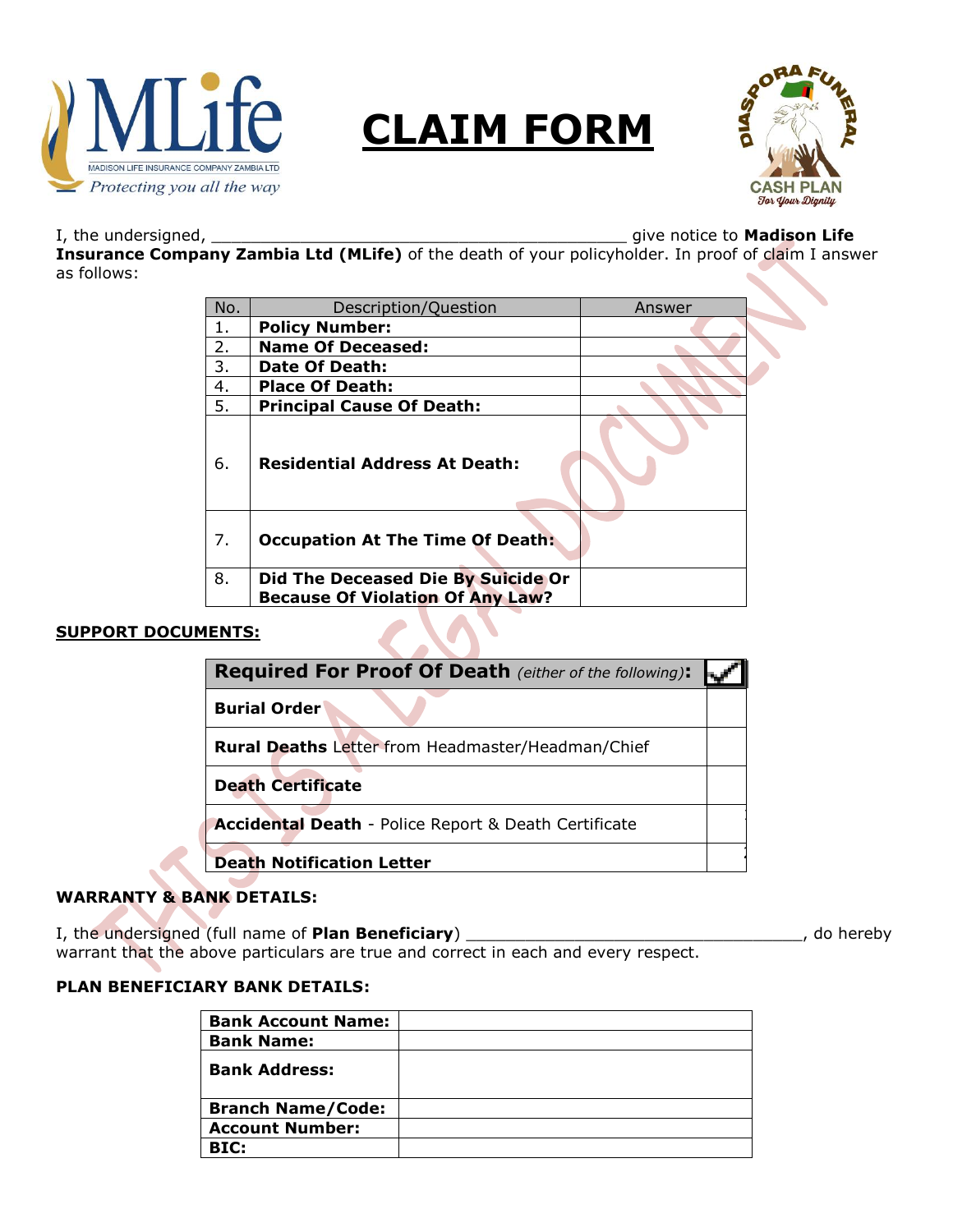MLife
MADISON LIFE INSURANCE COMPANY ZAMBIA LTD
*Protecting you all the way*

# CLAIM FORM

DIASPORA FUNERAL CASH PLAN *For Your Dignity*

I, the undersigned, _____________________________________________ give notice to **Madison Life Insurance Company Zambia Ltd (MLife)** of the death of your policyholder. In proof of claim I answer as follows:

| No. | Description/Question | Answer |
|---|---|---|
| 1. | **Policy Number:** | |
| 2. | **Name Of Deceased:** | |
| 3. | **Date Of Death:** | |
| 4. | **Place Of Death:** | |
| 5. | **Principal Cause Of Death:** | |
| 6. | **Residential Address At Death:** | |
| 7. | **Occupation At The Time Of Death:** | |
| 8. | **Did The Deceased Die By Suicide Or Because Of Violation Of Any Law?** | |

**SUPPORT DOCUMENTS:**

| **Required For Proof Of Death** *(either of the following)*: | ✓ |
|---|---|
| **Burial Order** | |
| **Rural Deaths** Letter from Headmaster/Headman/Chief | |
| **Death Certificate** | |
| **Accidental Death** - Police Report & Death Certificate | |
| **Death Notification Letter** | |

**WARRANTY & BANK DETAILS:**

I, the undersigned (full name of **Plan Beneficiary**) ___________________________________, do hereby warrant that the above particulars are true and correct in each and every respect.

**PLAN BENEFICIARY BANK DETAILS:**

| | |
|---|---|
| **Bank Account Name:** | |
| **Bank Name:** | |
| **Bank Address:** | |
| **Branch Name/Code:** | |
| **Account Number:** | |
| **BIC:** | |

THIS IS A LEGAL DOCUMENT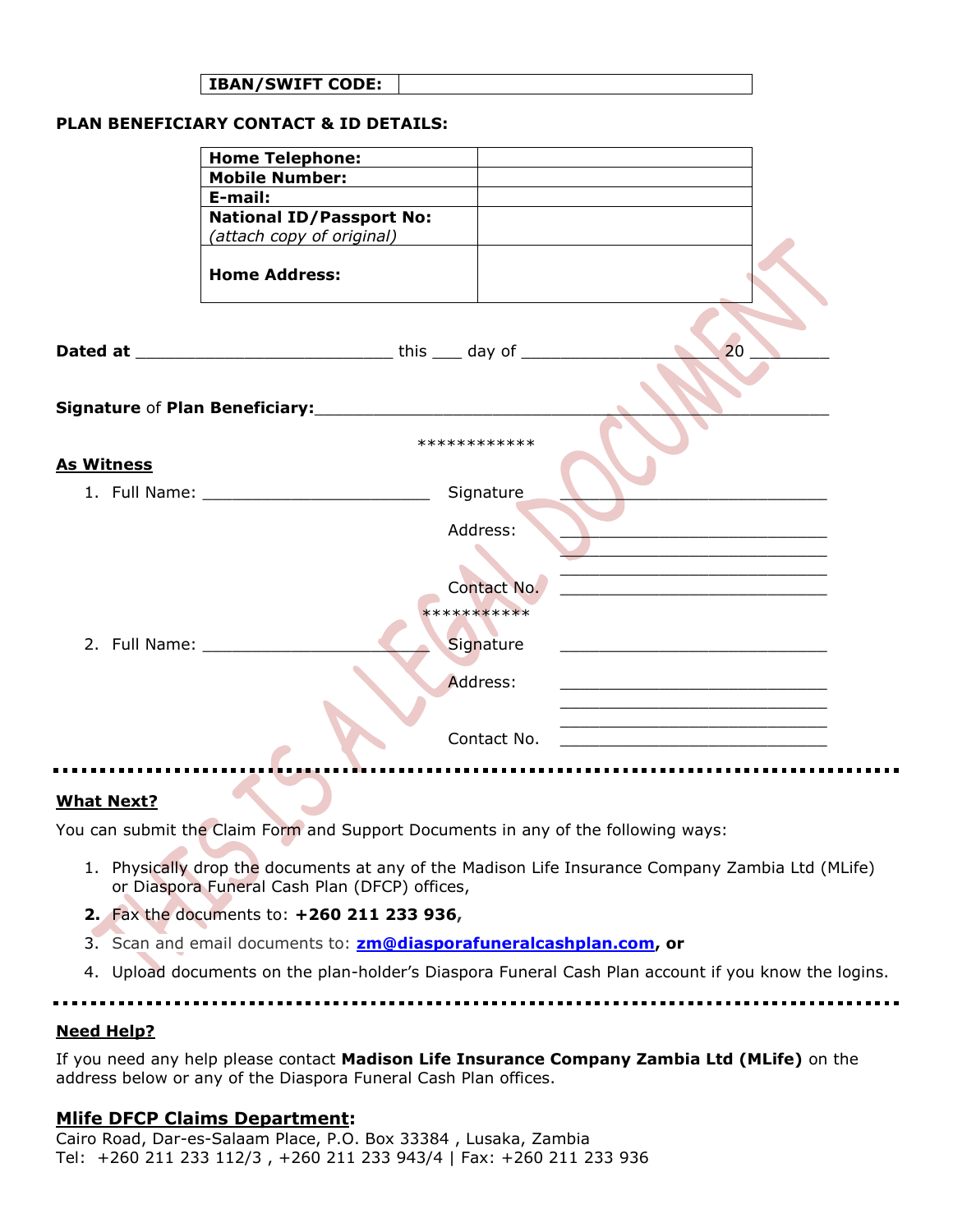| | |
|---|---|
| **IBAN/SWIFT CODE:** | |

**PLAN BENEFICIARY CONTACT & ID DETAILS:**

| | |
|---|---|
| **Home Telephone:** | |
| **Mobile Number:** | |
| **E-mail:** | |
| **National ID/Passport No:** *(attach copy of original)* | |
| **Home Address:** | |

**Dated at** ___________________________ this ___ day of ___________________ 20 _________

**Signature** of **Plan Beneficiary:**______________________________________________________

************

**As Witness**

1. Full Name: ________________________ Signature ____________________________

   Address: ____________________________
   ____________________________
   ____________________________

   Contact No. ____________________________

***********

2. Full Name: ________________________ Signature ____________________________

   Address: ____________________________
   ____________________________
   ____________________________

   Contact No. ____________________________

THIS IS A LEGAL DOCUMENT

---

**What Next?**

You can submit the Claim Form and Support Documents in any of the following ways:

1. Physically drop the documents at any of the Madison Life Insurance Company Zambia Ltd (MLife) or Diaspora Funeral Cash Plan (DFCP) offices,
2. Fax the documents to: **+260 211 233 936**,
3. Scan and email documents to: **zm@diasporafuneralcashplan.com**, **or**
4. Upload documents on the plan-holder's Diaspora Funeral Cash Plan account if you know the logins.

---

**Need Help?**

If you need any help please contact **Madison Life Insurance Company Zambia Ltd (MLife)** on the address below or any of the Diaspora Funeral Cash Plan offices.

**Mlife DFCP Claims Department:**

Cairo Road, Dar-es-Salaam Place, P.O. Box 33384 , Lusaka, Zambia
Tel: +260 211 233 112/3 , +260 211 233 943/4 | Fax: +260 211 233 936